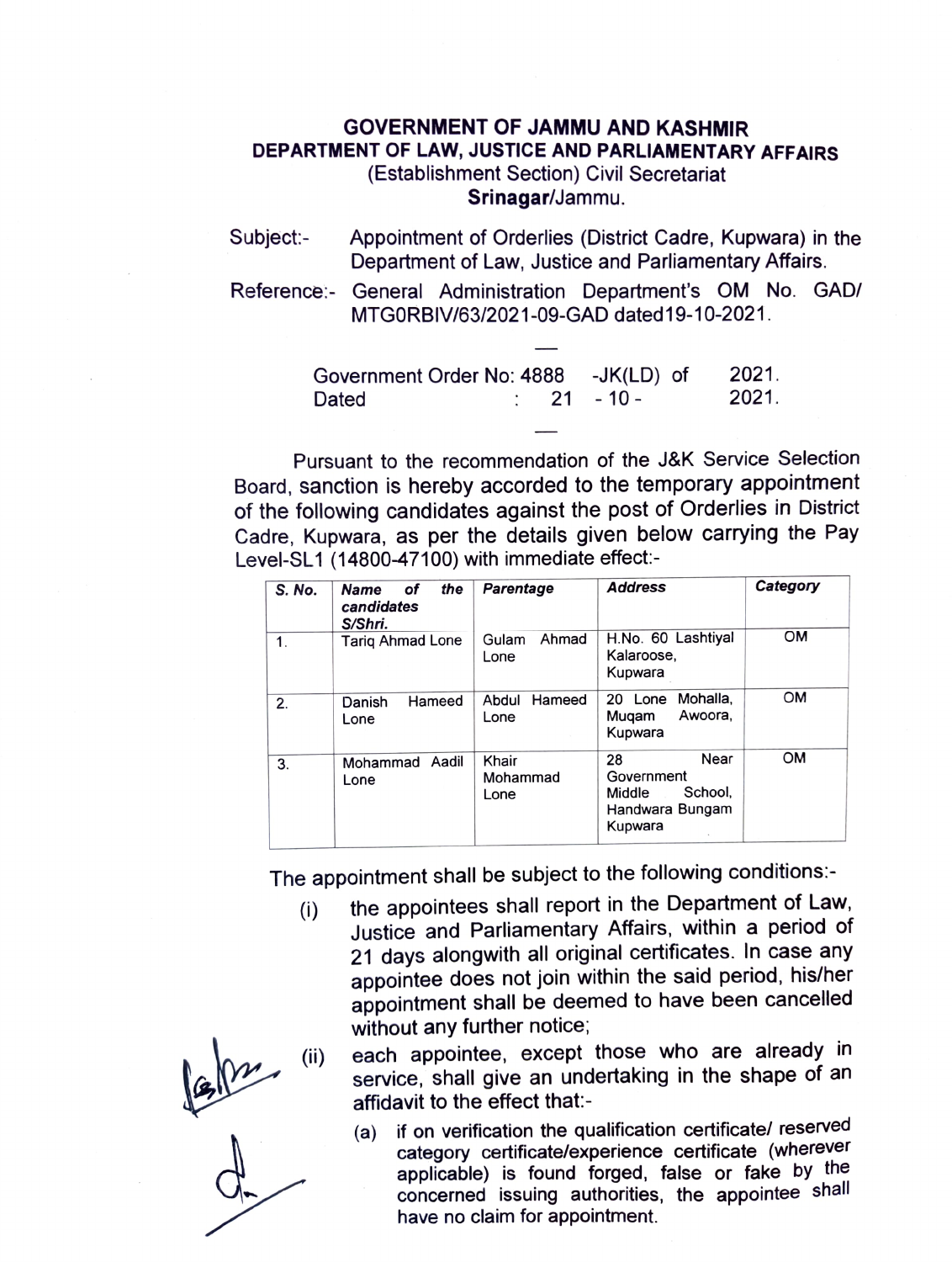# GOVERNMENT OF JAMMU AND KASHMIR
## DEPARTMENT OF LAW, JUSTICE AND PARLIAMENTARY AFFAIRS
(Establishment Section) Civil Secretariat
**Srinagar**/Jammu.

Subject:- Appointment of Orderlies (District Cadre, Kupwara) in the Department of Law, Justice and Parliamentary Affairs.

Reference:- General Administration Department's OM No. GAD/ MTG0RBIV/63/2021-09-GAD dated19-10-2021.

Government Order No: 4888 -JK(LD) of 2021.
Dated : 21 - 10 - 2021.

Pursuant to the recommendation of the J&K Service Selection Board, sanction is hereby accorded to the temporary appointment of the following candidates against the post of Orderlies in District Cadre, Kupwara, as per the details given below carrying the Pay Level-SL1 (14800-47100) with immediate effect:-

| *S. No.* | *Name of the candidates S/Shri.* | *Parentage* | *Address* | *Category* |
|---|---|---|---|---|
| 1. | Tariq Ahmad Lone | Gulam Ahmad Lone | H.No. 60 Lashtiyal Kalaroose, Kupwara | OM |
| 2. | Danish Hameed Lone | Abdul Hameed Lone | 20 Lone Mohalla, Muqam Awoora, Kupwara | OM |
| 3. | Mohammad Aadil Lone | Khair Mohammad Lone | 28 Near Government Middle School, Handwara Bungam Kupwara | OM |

The appointment shall be subject to the following conditions:-

(i) the appointees shall report in the Department of Law, Justice and Parliamentary Affairs, within a period of 21 days alongwith all original certificates. In case any appointee does not join within the said period, his/her appointment shall be deemed to have been cancelled without any further notice;

(ii) each appointee, except those who are already in service, shall give an undertaking in the shape of an affidavit to the effect that:-

(a) if on verification the qualification certificate/ reserved category certificate/experience certificate (wherever applicable) is found forged, false or fake by the concerned issuing authorities, the appointee shall have no claim for appointment.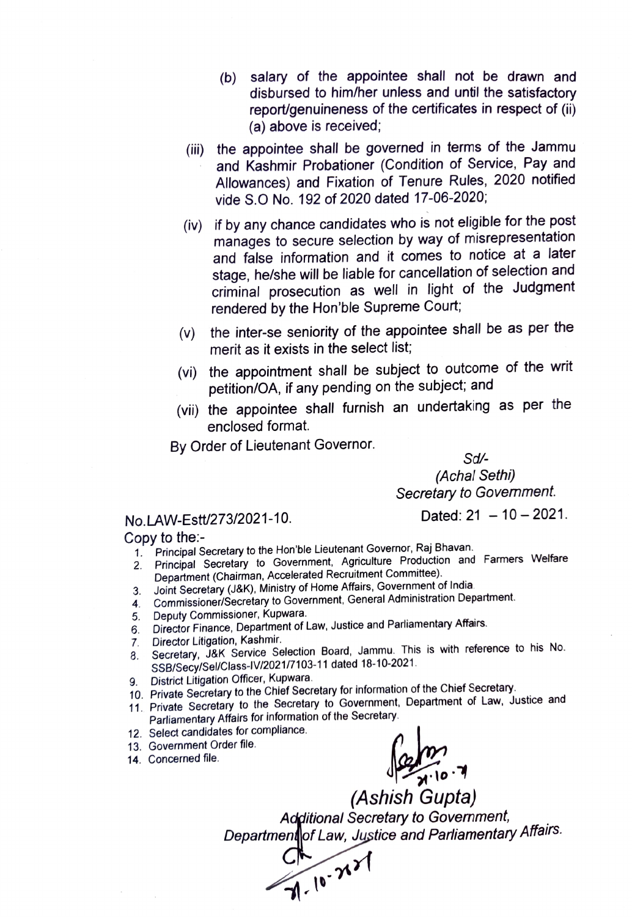(b) salary of the appointee shall not be drawn and disbursed to him/her unless and until the satisfactory report/genuineness of the certificates in respect of (ii) (a) above is received;

(iii) the appointee shall be governed in terms of the Jammu and Kashmir Probationer (Condition of Service, Pay and Allowances) and Fixation of Tenure Rules, 2020 notified vide S.O No. 192 of 2020 dated 17-06-2020;

(iv) if by any chance candidates who is not eligible for the post manages to secure selection by way of misrepresentation and false information and it comes to notice at a later stage, he/she will be liable for cancellation of selection and criminal prosecution as well in light of the Judgment rendered by the Hon'ble Supreme Court;

(v) the inter-se seniority of the appointee shall be as per the merit as it exists in the select list;

(vi) the appointment shall be subject to outcome of the writ petition/OA, if any pending on the subject; and

(vii) the appointee shall furnish an undertaking as per the enclosed format.

By Order of Lieutenant Governor.

*Sd/-*
*(Achal Sethi)*
*Secretary to Government.*

No.LAW-Estt/273/2021-10.  Dated: 21 – 10 – 2021.

Copy to the:-

1. Principal Secretary to the Hon'ble Lieutenant Governor, Raj Bhavan.
2. Principal Secretary to Government, Agriculture Production and Farmers Welfare Department (Chairman, Accelerated Recruitment Committee).
3. Joint Secretary (J&K), Ministry of Home Affairs, Government of India.
4. Commissioner/Secretary to Government, General Administration Department.
5. Deputy Commissioner, Kupwara.
6. Director Finance, Department of Law, Justice and Parliamentary Affairs.
7. Director Litigation, Kashmir.
8. Secretary, J&K Service Selection Board, Jammu. This is with reference to his No. SSB/Secy/Sel/Class-IV/2021/7103-11 dated 18-10-2021.
9. District Litigation Officer, Kupwara.
10. Private Secretary to the Chief Secretary for information of the Chief Secretary.
11. Private Secretary to the Secretary to Government, Department of Law, Justice and Parliamentary Affairs for information of the Secretary.
12. Select candidates for compliance.
13. Government Order file.
14. Concerned file.

21.10.21

*(Ashish Gupta)*
*Additional Secretary to Government,*
*Department of Law, Justice and Parliamentary Affairs.*

21-10-2021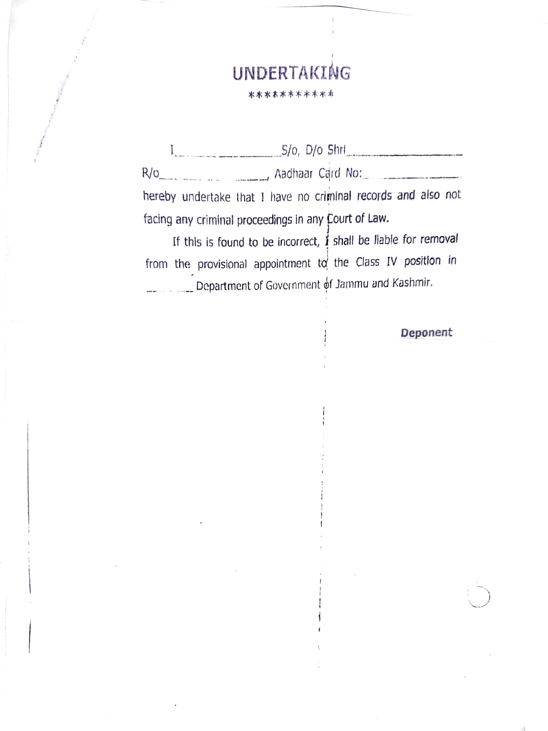# UNDERTAKING

**********

I________________S/o, D/o Shri____________________ R/o________________, Aadhaar Card No:________________ hereby undertake that I have no criminal records and also not facing any criminal proceedings in any Court of Law.

If this is found to be incorrect, I shall be liable for removal from the provisional appointment to the Class IV position in ________ Department of Government of Jammu and Kashmir.

**Deponent**